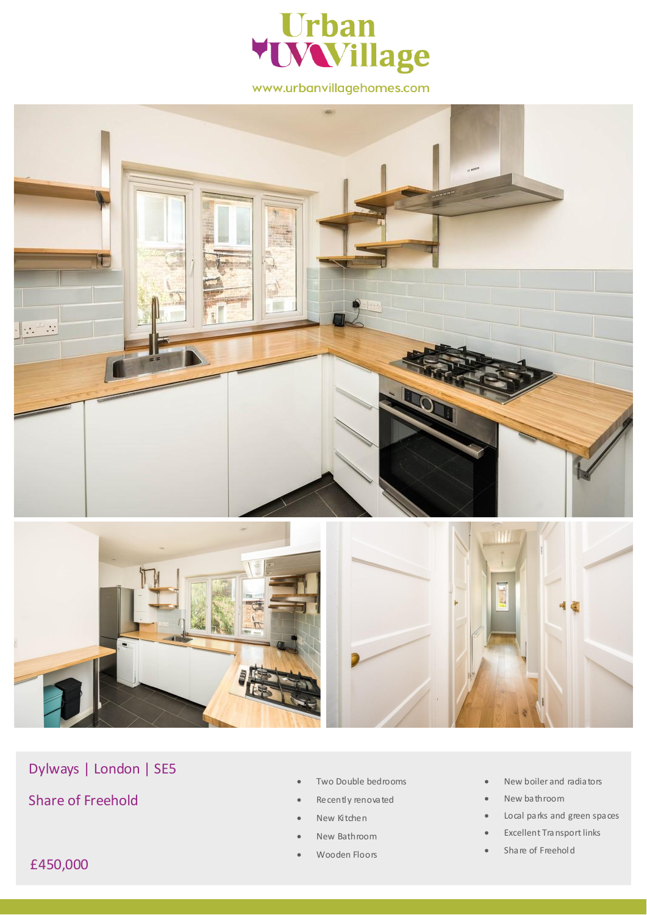# Urban Village

www.urbanvillagehomes.com

## Dylways | London | SE5

## Share of Freehold

£450,000

- Two Double bedrooms
- Recently renovated
- New Kitchen
- New Bathroom
- Wooden Floors
- New boiler and radiators
- New bathroom
- Local parks and green spaces
- Excellent Transport links
- Share of Freehold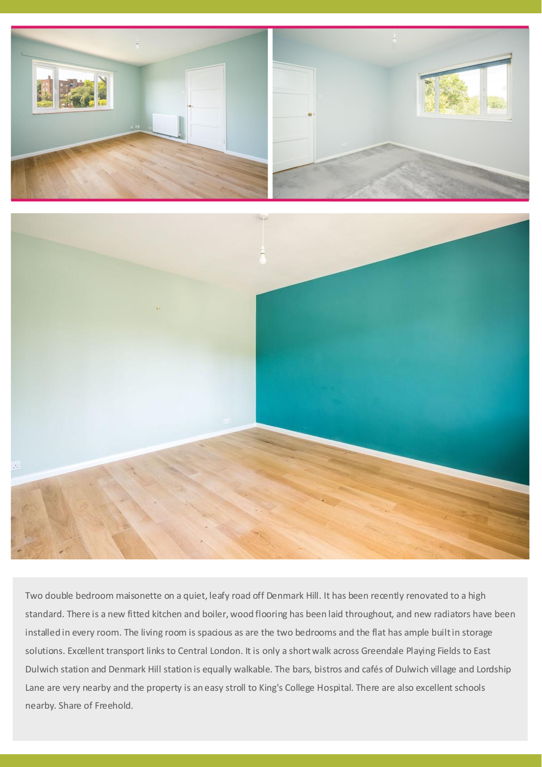Two double bedroom maisonette on a quiet, leafy road off Denmark Hill. It has been recently renovated to a high standard. There is a new fitted kitchen and boiler, wood flooring has been laid throughout, and new radiators have been installed in every room. The living room is spacious as are the two bedrooms and the flat has ample built in storage solutions. Excellent transport links to Central London. It is only a short walk across Greendale Playing Fields to East Dulwich station and Denmark Hill station is equally walkable. The bars, bistros and cafés of Dulwich village and Lordship Lane are very nearby and the property is an easy stroll to King's College Hospital. There are also excellent schools nearby. Share of Freehold.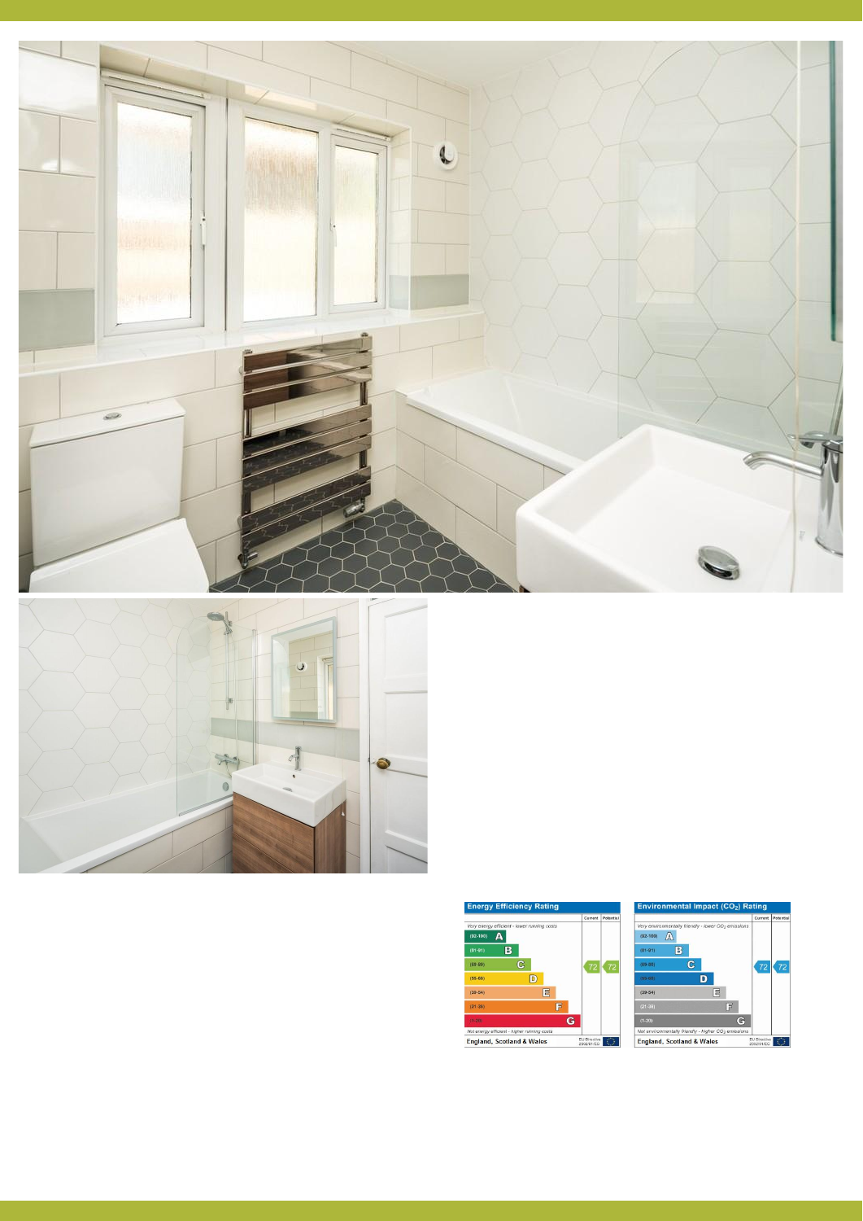Energy Efficiency Rating

Current

Potential

Very energy efficient - lower running costs

(92-100) A

(81-91) B

(69-80) C

(55-68) D

(39-54) E

(21-38) F

(1-20) G

Not energy efficient - higher running costs

72

72

England, Scotland & Wales

EU Directive 2002/91/EC

Environmental Impact ($CO_2$) Rating

Current

Potential

Very environmentally friendly - lower $CO_2$ emissions

(92-100) A

(81-91) B

(69-80) C

(55-68) D

(39-54) E

(21-38) F

(1-20) G

Not environmentally friendly - higher $CO_2$ emissions

72

72

England, Scotland & Wales

EU Directive 2002/91/EC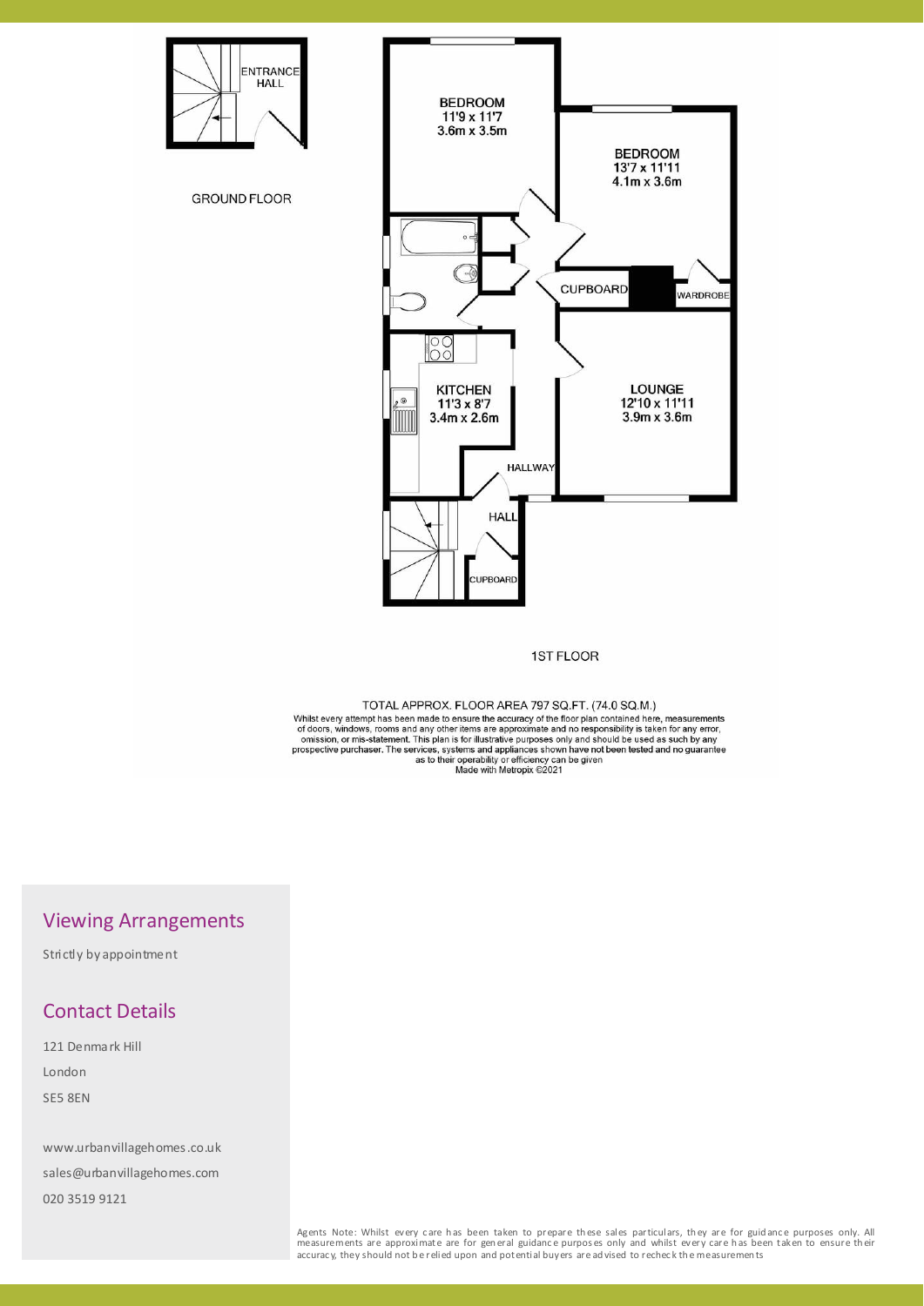ENTRANCE HALL

GROUND FLOOR

BEDROOM
11'9 x 11'7
3.6m x 3.5m

BEDROOM
13'7 x 11'11
4.1m x 3.6m

CUPBOARD

WARDROBE

KITCHEN
11'3 x 8'7
3.4m x 2.6m

LOUNGE
12'10 x 11'11
3.9m x 3.6m

HALLWAY

HALL

CUPBOARD

1ST FLOOR

TOTAL APPROX. FLOOR AREA 797 SQ.FT. (74.0 SQ.M.)
Whilst every attempt has been made to ensure the accuracy of the floor plan contained here, measurements of doors, windows, rooms and any other items are approximate and no responsibility is taken for any error, omission, or mis-statement. This plan is for illustrative purposes only and should be used as such by any prospective purchaser. The services, systems and appliances shown have not been tested and no guarantee as to their operability or efficiency can be given
Made with Metropix ©2021

## Viewing Arrangements

Strictly by appointment

## Contact Details

121 Denmark Hill
London
SE5 8EN

www.urbanvillagehomes.co.uk
sales@urbanvillagehomes.com
020 3519 9121

Agents Note: Whilst every care has been taken to prepare these sales particulars, they are for guidance purposes only. All measurements are approximate are for general guidance purposes only and whilst every care has been taken to ensure their accuracy, they should not be relied upon and potential buyers are advised to recheck the measurements